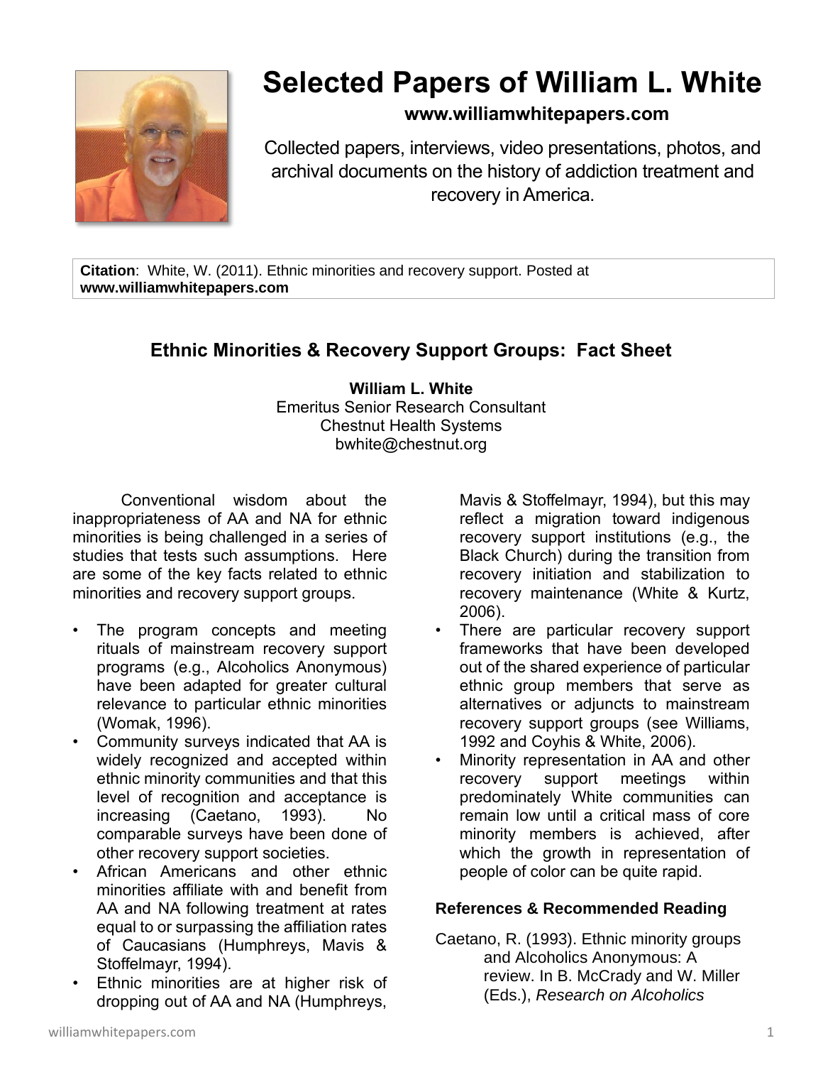# Selected Papers of William L. White

**www.williamwhitepapers.com**

Collected papers, interviews, video presentations, photos, and archival documents on the history of addiction treatment and recovery in America.

**Citation**: White, W. (2011). Ethnic minorities and recovery support. Posted at **www.williamwhitepapers.com**

## Ethnic Minorities & Recovery Support Groups: Fact Sheet

**William L. White**
Emeritus Senior Research Consultant
Chestnut Health Systems
bwhite@chestnut.org

Conventional wisdom about the inappropriateness of AA and NA for ethnic minorities is being challenged in a series of studies that tests such assumptions. Here are some of the key facts related to ethnic minorities and recovery support groups.

- The program concepts and meeting rituals of mainstream recovery support programs (e.g., Alcoholics Anonymous) have been adapted for greater cultural relevance to particular ethnic minorities (Womak, 1996).
- Community surveys indicated that AA is widely recognized and accepted within ethnic minority communities and that this level of recognition and acceptance is increasing (Caetano, 1993). No comparable surveys have been done of other recovery support societies.
- African Americans and other ethnic minorities affiliate with and benefit from AA and NA following treatment at rates equal to or surpassing the affiliation rates of Caucasians (Humphreys, Mavis & Stoffelmayr, 1994).
- Ethnic minorities are at higher risk of dropping out of AA and NA (Humphreys, Mavis & Stoffelmayr, 1994), but this may reflect a migration toward indigenous recovery support institutions (e.g., the Black Church) during the transition from recovery initiation and stabilization to recovery maintenance (White & Kurtz, 2006).
- There are particular recovery support frameworks that have been developed out of the shared experience of particular ethnic group members that serve as alternatives or adjuncts to mainstream recovery support groups (see Williams, 1992 and Coyhis & White, 2006).
- Minority representation in AA and other recovery support meetings within predominately White communities can remain low until a critical mass of core minority members is achieved, after which the growth in representation of people of color can be quite rapid.

### References & Recommended Reading

Caetano, R. (1993). Ethnic minority groups and Alcoholics Anonymous: A review. In B. McCrady and W. Miller (Eds.), *Research on Alcoholics*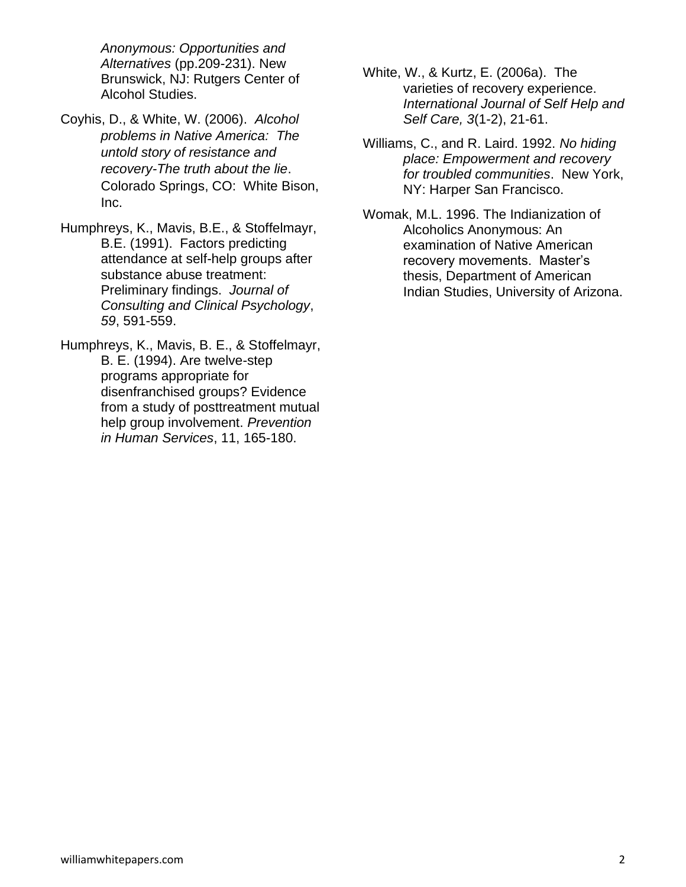*Anonymous: Opportunities and Alternatives* (pp.209-231). New Brunswick, NJ: Rutgers Center of Alcohol Studies.

Coyhis, D., & White, W. (2006). *Alcohol problems in Native America: The untold story of resistance and recovery-The truth about the lie*. Colorado Springs, CO: White Bison, Inc.

Humphreys, K., Mavis, B.E., & Stoffelmayr, B.E. (1991). Factors predicting attendance at self-help groups after substance abuse treatment: Preliminary findings. *Journal of Consulting and Clinical Psychology*, *59*, 591-559.

Humphreys, K., Mavis, B. E., & Stoffelmayr, B. E. (1994). Are twelve-step programs appropriate for disenfranchised groups? Evidence from a study of posttreatment mutual help group involvement. *Prevention in Human Services*, 11, 165-180.

White, W., & Kurtz, E. (2006a). The varieties of recovery experience. *International Journal of Self Help and Self Care, 3*(1-2), 21-61.

Williams, C., and R. Laird. 1992. *No hiding place: Empowerment and recovery for troubled communities*. New York, NY: Harper San Francisco.

Womak, M.L. 1996. The Indianization of Alcoholics Anonymous: An examination of Native American recovery movements. Master's thesis, Department of American Indian Studies, University of Arizona.